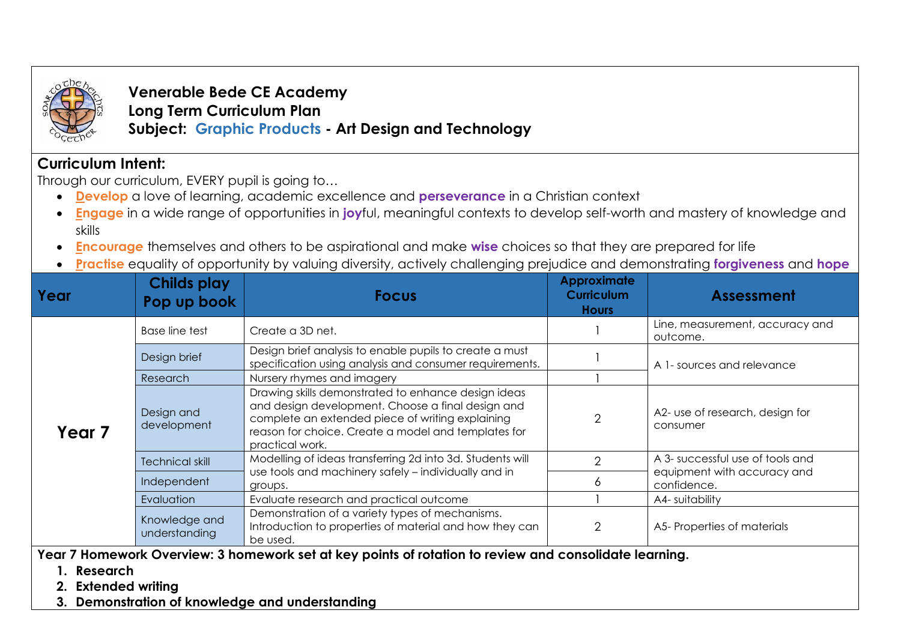**Venerable Bede CE Academy**
**Long Term Curriculum Plan**
**Subject: Graphic Products - Art Design and Technology**

## Curriculum Intent:

Through our curriculum, EVERY pupil is going to…

- **Develop** a love of learning, academic excellence and **perseverance** in a Christian context
- **Engage** in a wide range of opportunities in **joy**ful, meaningful contexts to develop self-worth and mastery of knowledge and skills
- **Encourage** themselves and others to be aspirational and make **wise** choices so that they are prepared for life
- **Practise** equality of opportunity by valuing diversity, actively challenging prejudice and demonstrating **forgiveness** and **hope**

| Year | Childs play Pop up book | Focus | Approximate Curriculum Hours | Assessment |
|---|---|---|---|---|
| Year 7 | Base line test | Create a 3D net. | 1 | Line, measurement, accuracy and outcome. |
| | Design brief | Design brief analysis to enable pupils to create a must specification using analysis and consumer requirements. | 1 | A 1- sources and relevance |
| | Research | Nursery rhymes and imagery | 1 | |
| | Design and development | Drawing skills demonstrated to enhance design ideas and design development. Choose a final design and complete an extended piece of writing explaining reason for choice. Create a model and templates for practical work. | 2 | A2- use of research, design for consumer |
| | Technical skill | Modelling of ideas transferring 2d into 3d. Students will use tools and machinery safely – individually and in groups. | 2 | A 3- successful use of tools and equipment with accuracy and confidence. |
| | Independent | | 6 | |
| | Evaluation | Evaluate research and practical outcome | 1 | A4- suitability |
| | Knowledge and understanding | Demonstration of a variety types of mechanisms. Introduction to properties of material and how they can be used. | 2 | A5- Properties of materials |

**Year 7 Homework Overview: 3 homework set at key points of rotation to review and consolidate learning.**

1. **Research**
2. **Extended writing**
3. **Demonstration of knowledge and understanding**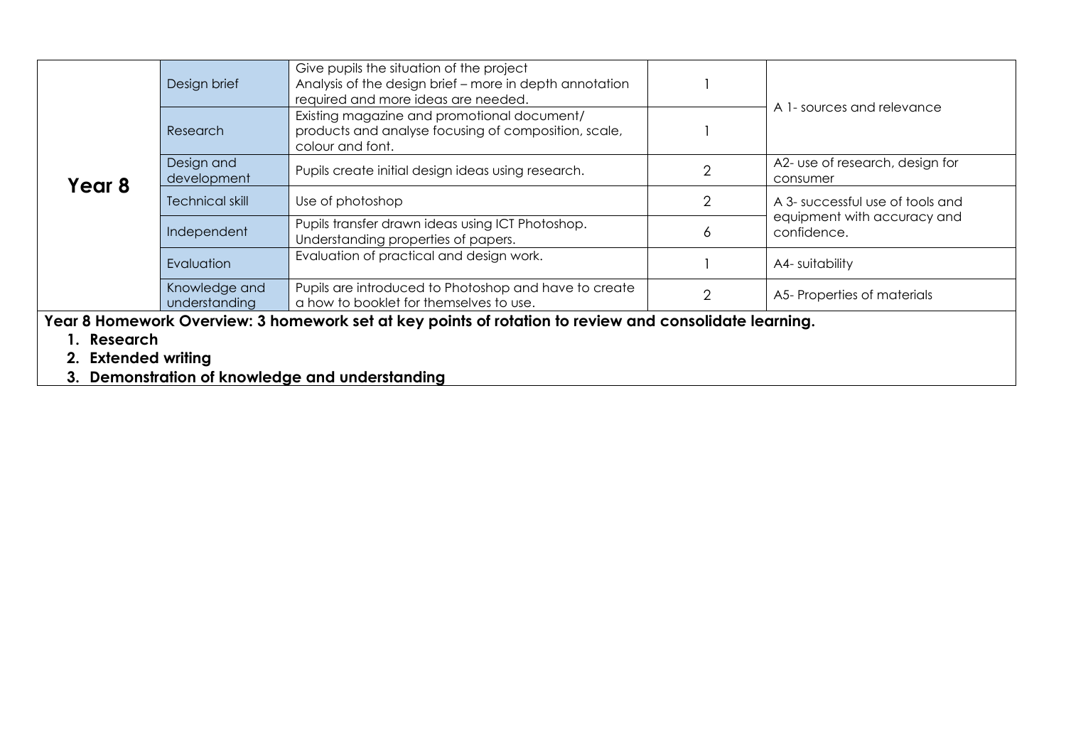| | | | | |
|---|---|---|---|---|
| **Year 8** | Design brief | Give pupils the situation of the project<br>Analysis of the design brief – more in depth annotation required and more ideas are needed. | 1 | A 1- sources and relevance |
| | Research | Existing magazine and promotional document/ products and analyse focusing of composition, scale, colour and font. | 1 | |
| | Design and development | Pupils create initial design ideas using research. | 2 | A2- use of research, design for consumer |
| | Technical skill | Use of photoshop | 2 | A 3- successful use of tools and equipment with accuracy and confidence. |
| | Independent | Pupils transfer drawn ideas using ICT Photoshop.<br>Understanding properties of papers. | 6 | |
| | Evaluation | Evaluation of practical and design work. | 1 | A4- suitability |
| | Knowledge and understanding | Pupils are introduced to Photoshop and have to create a how to booklet for themselves to use. | 2 | A5- Properties of materials |

**Year 8 Homework Overview: 3 homework set at key points of rotation to review and consolidate learning.**

1. **Research**
2. **Extended writing**
3. **Demonstration of knowledge and understanding**